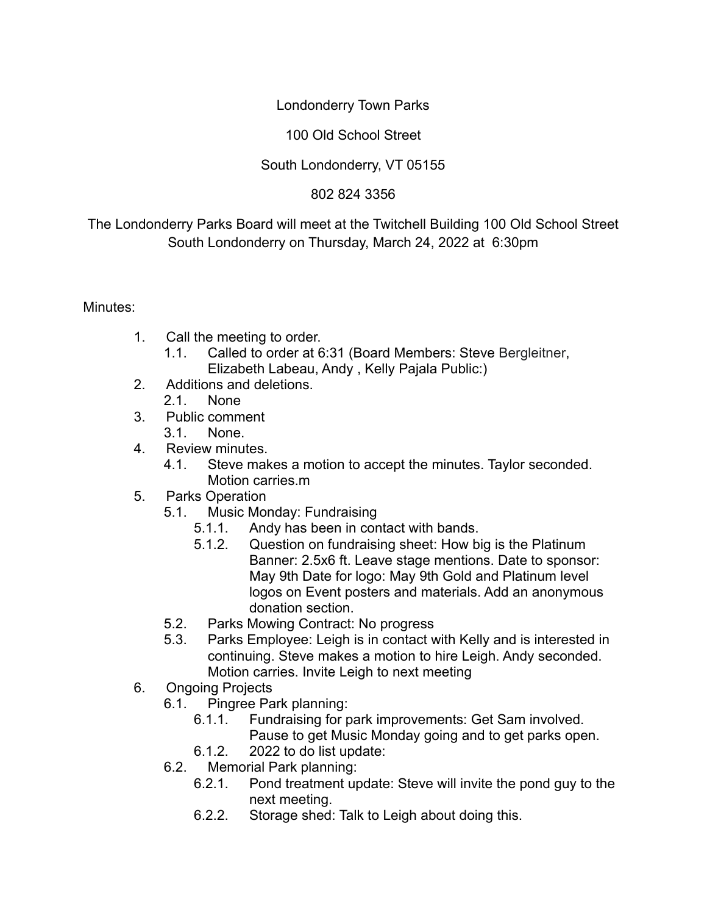Londonderry Town Parks

100 Old School Street

South Londonderry, VT 05155

802 824 3356

The Londonderry Parks Board will meet at the Twitchell Building 100 Old School Street South Londonderry on Thursday, March 24, 2022 at 6:30pm

Minutes:

1. Call the meeting to order.
   1.1. Called to order at 6:31 (Board Members: Steve Bergleitner, Elizabeth Labeau, Andy , Kelly Pajala Public:)
2. Additions and deletions.
   2.1. None
3. Public comment
   3.1. None.
4. Review minutes.
   4.1. Steve makes a motion to accept the minutes. Taylor seconded. Motion carries.m
5. Parks Operation
   5.1. Music Monday: Fundraising
      5.1.1. Andy has been in contact with bands.
      5.1.2. Question on fundraising sheet: How big is the Platinum Banner: 2.5x6 ft. Leave stage mentions. Date to sponsor: May 9th Date for logo: May 9th Gold and Platinum level logos on Event posters and materials. Add an anonymous donation section.
   5.2. Parks Mowing Contract: No progress
   5.3. Parks Employee: Leigh is in contact with Kelly and is interested in continuing. Steve makes a motion to hire Leigh. Andy seconded. Motion carries. Invite Leigh to next meeting
6. Ongoing Projects
   6.1. Pingree Park planning:
      6.1.1. Fundraising for park improvements: Get Sam involved. Pause to get Music Monday going and to get parks open.
      6.1.2. 2022 to do list update:
   6.2. Memorial Park planning:
      6.2.1. Pond treatment update: Steve will invite the pond guy to the next meeting.
      6.2.2. Storage shed: Talk to Leigh about doing this.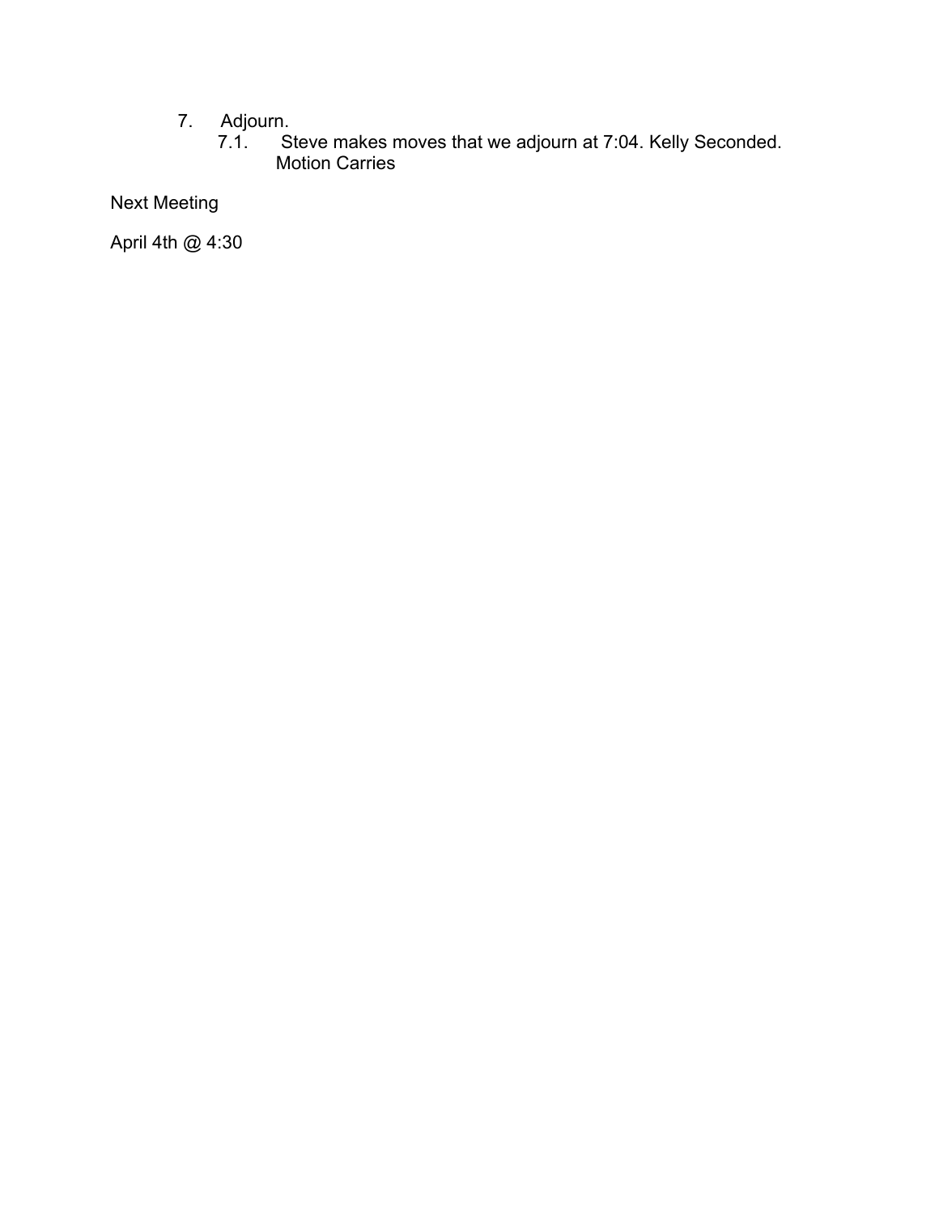7. Adjourn.
    7.1. Steve makes moves that we adjourn at 7:04. Kelly Seconded. Motion Carries

Next Meeting

April 4th @ 4:30